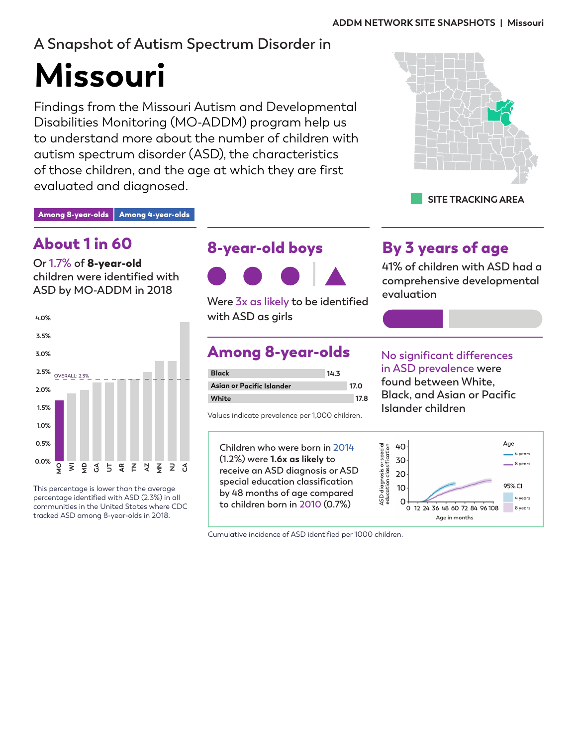# A Snapshot of Autism Spectrum Disorder in

# Missouri

Findings from the Missouri Autism and Developmental Disabilities Monitoring (MO-ADDM) program help us to understand more about the number of children with autism spectrum disorder (ASD), the characteristics of those children, and the age at which they are first evaluated and diagnosed.

SITE TRACKING AREA

**Among 8-year-olds** | **Among 4-year-olds**

## About 1 in 60

Or 1.7% of **8-year-old** children were identified with ASD by MO-ADDM in 2018

OVERALL: 2.3%

MO, WI, MD, GA, UT, AR, TN, AZ, MN, NJ, CA

This percentage is lower than the average percentage identified with ASD (2.3%) in all communities in the United States where CDC tracked ASD among 8-year-olds in 2018.

## 8-year-old boys

Were 3x as likely to be identified with ASD as girls

## By 3 years of age

41% of children with ASD had a comprehensive developmental evaluation

## Among 8-year-olds

| Group | Prevalence |
|---|---|
| Black | 14.3 |
| Asian or Pacific Islander | 17.0 |
| White | 17.8 |

Values indicate prevalence per 1,000 children.

No significant differences in ASD prevalence were found between White, Black, and Asian or Pacific Islander children

Children who were born in 2014 (1.2%) were **1.6x as likely** to receive an ASD diagnosis or ASD special education classification by 48 months of age compared to children born in 2010 (0.7%)

Cumulative incidence of ASD identified per 1000 children.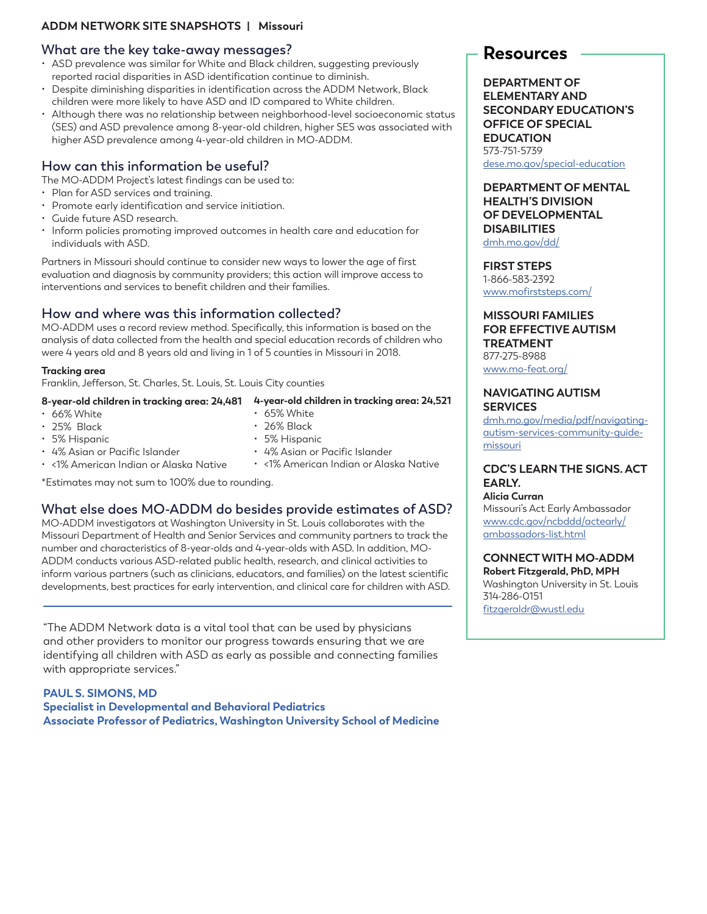**ADDM NETWORK SITE SNAPSHOTS | Missouri**

## What are the key take-away messages?

- ASD prevalence was similar for White and Black children, suggesting previously reported racial disparities in ASD identification continue to diminish.
- Despite diminishing disparities in identification across the ADDM Network, Black children were more likely to have ASD and ID compared to White children.
- Although there was no relationship between neighborhood-level socioeconomic status (SES) and ASD prevalence among 8-year-old children, higher SES was associated with higher ASD prevalence among 4-year-old children in MO-ADDM.

## How can this information be useful?

The MO-ADDM Project's latest findings can be used to:

- Plan for ASD services and training.
- Promote early identification and service initiation.
- Guide future ASD research.
- Inform policies promoting improved outcomes in health care and education for individuals with ASD.

Partners in Missouri should continue to consider new ways to lower the age of first evaluation and diagnosis by community providers; this action will improve access to interventions and services to benefit children and their families.

## How and where was this information collected?

MO-ADDM uses a record review method. Specifically, this information is based on the analysis of data collected from the health and special education records of children who were 4 years old and 8 years old and living in 1 of 5 counties in Missouri in 2018.

**Tracking area**

Franklin, Jefferson, St. Charles, St. Louis, St. Louis City counties

**8-year-old children in tracking area: 24,481**

- 66% White
- 25% Black
- 5% Hispanic
- 4% Asian or Pacific Islander
- <1% American Indian or Alaska Native

**4-year-old children in tracking area: 24,521**

- 65% White
- 26% Black
- 5% Hispanic
- 4% Asian or Pacific Islander
- <1% American Indian or Alaska Native

*Estimates may not sum to 100% due to rounding.

## What else does MO-ADDM do besides provide estimates of ASD?

MO-ADDM investigators at Washington University in St. Louis collaborates with the Missouri Department of Health and Senior Services and community partners to track the number and characteristics of 8-year-olds and 4-year-olds with ASD. In addition, MO-ADDM conducts various ASD-related public health, research, and clinical activities to inform various partners (such as clinicians, educators, and families) on the latest scientific developments, best practices for early intervention, and clinical care for children with ASD.

"The ADDM Network data is a vital tool that can be used by physicians and other providers to monitor our progress towards ensuring that we are identifying all children with ASD as early as possible and connecting families with appropriate services."

**PAUL S. SIMONS, MD**
**Specialist in Developmental and Behavioral Pediatrics**
**Associate Professor of Pediatrics, Washington University School of Medicine**

## Resources

**DEPARTMENT OF ELEMENTARY AND SECONDARY EDUCATION'S OFFICE OF SPECIAL EDUCATION**
573-751-5739
dese.mo.gov/special-education

**DEPARTMENT OF MENTAL HEALTH'S DIVISION OF DEVELOPMENTAL DISABILITIES**
dmh.mo.gov/dd/

**FIRST STEPS**
1-866-583-2392
www.mofirststeps.com/

**MISSOURI FAMILIES FOR EFFECTIVE AUTISM TREATMENT**
877-275-8988
www.mo-feat.org/

**NAVIGATING AUTISM SERVICES**
dmh.mo.gov/media/pdf/navigating-autism-services-community-guide-missouri

**CDC'S LEARN THE SIGNS. ACT EARLY.**
**Alicia Curran**
Missouri's Act Early Ambassador
www.cdc.gov/ncbddd/actearly/ambassadors-list.html

**CONNECT WITH MO-ADDM**
**Robert Fitzgerald, PhD, MPH**
Washington University in St. Louis
314-286-0151
fitzgeraldr@wustl.edu